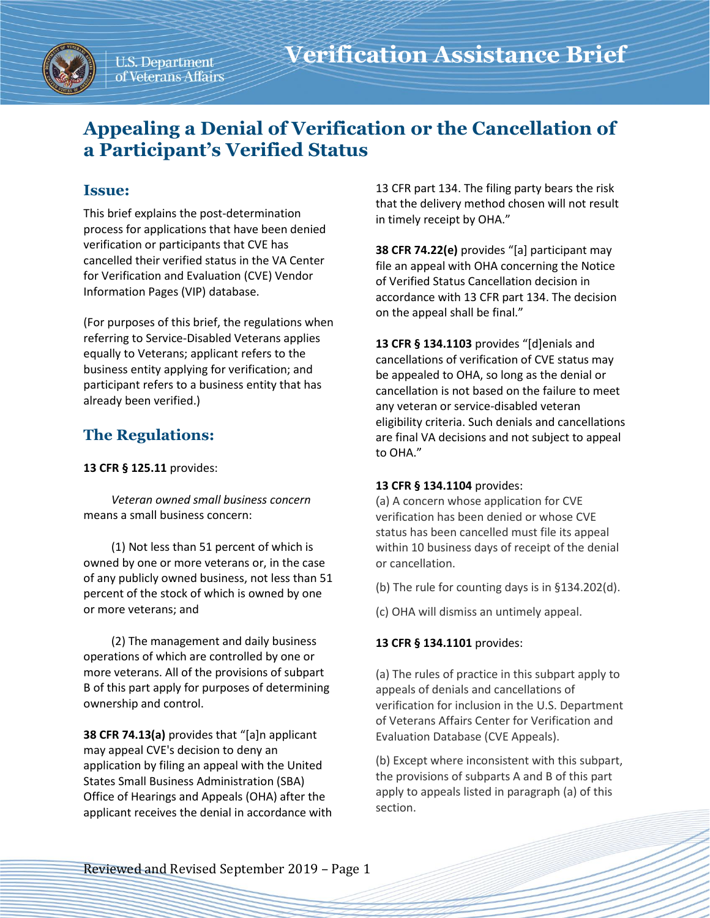# Verification Assistance Brief

## Appealing a Denial of Verification or the Cancellation of a Participant's Verified Status

### Issue:

This brief explains the post-determination process for applications that have been denied verification or participants that CVE has cancelled their verified status in the VA Center for Verification and Evaluation (CVE) Vendor Information Pages (VIP) database.

(For purposes of this brief, the regulations when referring to Service-Disabled Veterans applies equally to Veterans; applicant refers to the business entity applying for verification; and participant refers to a business entity that has already been verified.)

### The Regulations:

**13 CFR § 125.11** provides:

*Veteran owned small business concern* means a small business concern:

(1) Not less than 51 percent of which is owned by one or more veterans or, in the case of any publicly owned business, not less than 51 percent of the stock of which is owned by one or more veterans; and

(2) The management and daily business operations of which are controlled by one or more veterans. All of the provisions of subpart B of this part apply for purposes of determining ownership and control.

**38 CFR 74.13(a)** provides that "[a]n applicant may appeal CVE's decision to deny an application by filing an appeal with the United States Small Business Administration (SBA) Office of Hearings and Appeals (OHA) after the applicant receives the denial in accordance with 13 CFR part 134. The filing party bears the risk that the delivery method chosen will not result in timely receipt by OHA."

**38 CFR 74.22(e)** provides "[a] participant may file an appeal with OHA concerning the Notice of Verified Status Cancellation decision in accordance with 13 CFR part 134. The decision on the appeal shall be final."

**13 CFR § 134.1103** provides "[d]enials and cancellations of verification of CVE status may be appealed to OHA, so long as the denial or cancellation is not based on the failure to meet any veteran or service-disabled veteran eligibility criteria. Such denials and cancellations are final VA decisions and not subject to appeal to OHA."

**13 CFR § 134.1104** provides:

(a) A concern whose application for CVE verification has been denied or whose CVE status has been cancelled must file its appeal within 10 business days of receipt of the denial or cancellation.

(b) The rule for counting days is in §134.202(d).

(c) OHA will dismiss an untimely appeal.

**13 CFR § 134.1101** provides:

(a) The rules of practice in this subpart apply to appeals of denials and cancellations of verification for inclusion in the U.S. Department of Veterans Affairs Center for Verification and Evaluation Database (CVE Appeals).

(b) Except where inconsistent with this subpart, the provisions of subparts A and B of this part apply to appeals listed in paragraph (a) of this section.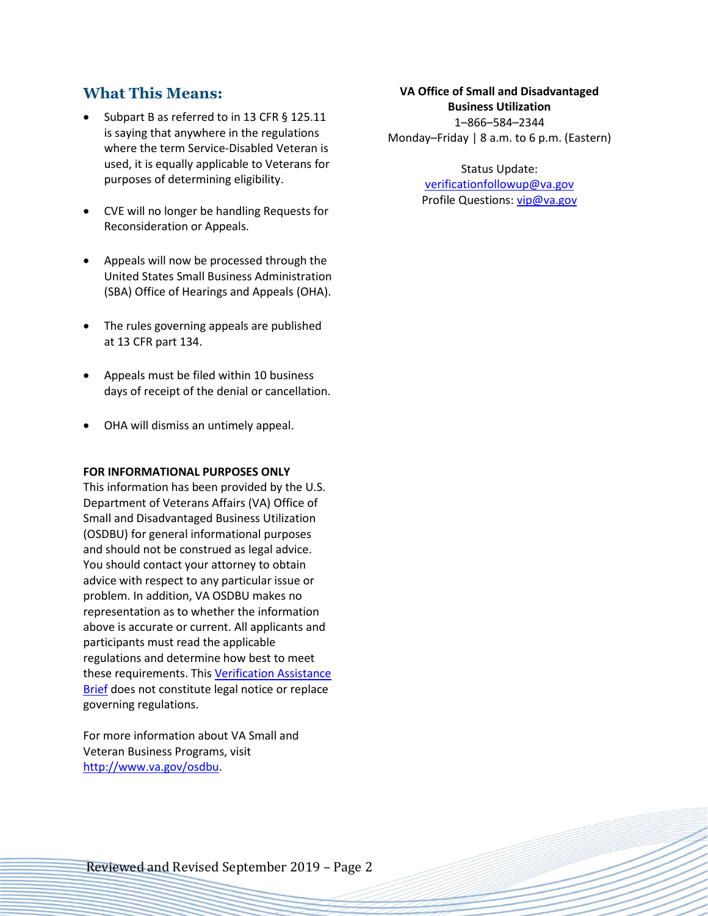## What This Means:

- Subpart B as referred to in 13 CFR § 125.11 is saying that anywhere in the regulations where the term Service-Disabled Veteran is used, it is equally applicable to Veterans for purposes of determining eligibility.
- CVE will no longer be handling Requests for Reconsideration or Appeals.
- Appeals will now be processed through the United States Small Business Administration (SBA) Office of Hearings and Appeals (OHA).
- The rules governing appeals are published at 13 CFR part 134.
- Appeals must be filed within 10 business days of receipt of the denial or cancellation.
- OHA will dismiss an untimely appeal.

**FOR INFORMATIONAL PURPOSES ONLY**
This information has been provided by the U.S. Department of Veterans Affairs (VA) Office of Small and Disadvantaged Business Utilization (OSDBU) for general informational purposes and should not be construed as legal advice. You should contact your attorney to obtain advice with respect to any particular issue or problem. In addition, VA OSDBU makes no representation as to whether the information above is accurate or current. All applicants and participants must read the applicable regulations and determine how best to meet these requirements. This [Verification Assistance Brief]() does not constitute legal notice or replace governing regulations.

For more information about VA Small and Veteran Business Programs, visit [http://www.va.gov/osdbu](http://www.va.gov/osdbu).

**VA Office of Small and Disadvantaged Business Utilization**
1–866–584–2344
Monday–Friday | 8 a.m. to 6 p.m. (Eastern)

Status Update:
[verificationfollowup@va.gov](mailto:verificationfollowup@va.gov)
Profile Questions: [vip@va.gov](mailto:vip@va.gov)

Reviewed and Revised September 2019